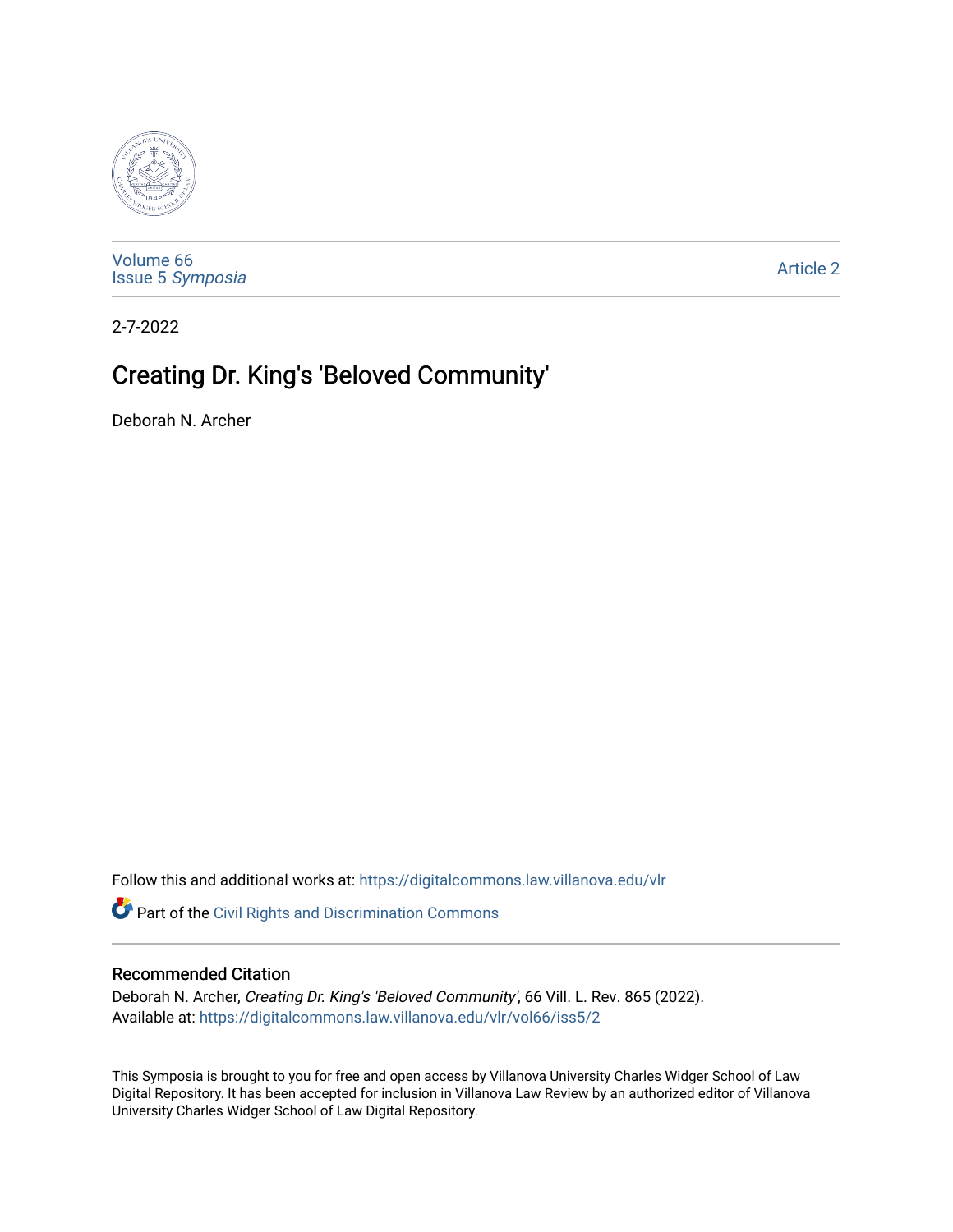Volume 66
Issue 5 *Symposia*

Article 2

2-7-2022

# Creating Dr. King's 'Beloved Community'

Deborah N. Archer

Follow this and additional works at: https://digitalcommons.law.villanova.edu/vlr

Part of the Civil Rights and Discrimination Commons

## Recommended Citation

Deborah N. Archer, *Creating Dr. King's 'Beloved Community'*, 66 Vill. L. Rev. 865 (2022).
Available at: https://digitalcommons.law.villanova.edu/vlr/vol66/iss5/2

This Symposia is brought to you for free and open access by Villanova University Charles Widger School of Law Digital Repository. It has been accepted for inclusion in Villanova Law Review by an authorized editor of Villanova University Charles Widger School of Law Digital Repository.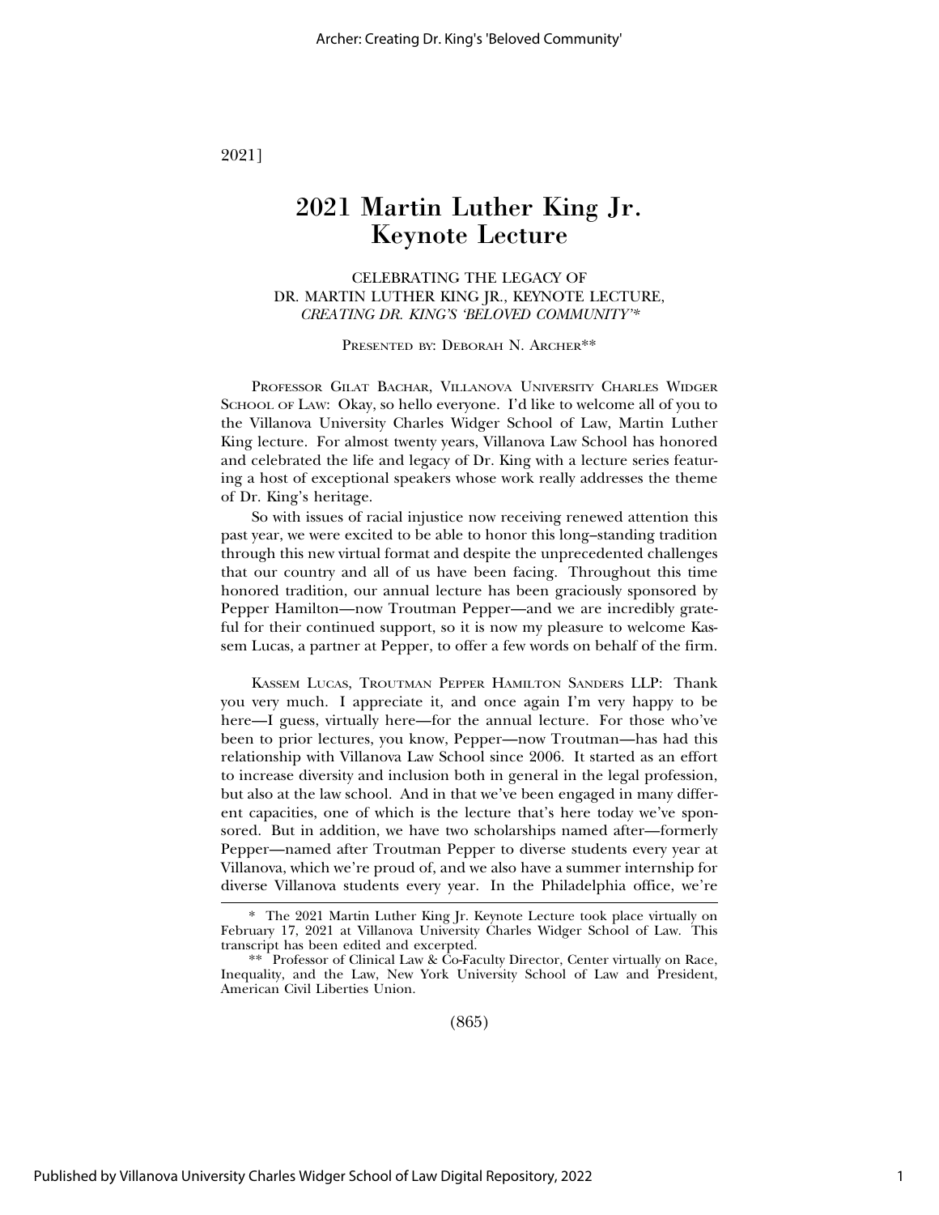# 2021 Martin Luther King Jr. Keynote Lecture

CELEBRATING THE LEGACY OF
DR. MARTIN LUTHER KING JR., KEYNOTE LECTURE,
*CREATING DR. KING'S 'BELOVED COMMUNITY'*\*

PRESENTED BY: DEBORAH N. ARCHER\*\*

PROFESSOR GILAT BACHAR, VILLANOVA UNIVERSITY CHARLES WIDGER SCHOOL OF LAW: Okay, so hello everyone. I'd like to welcome all of you to the Villanova University Charles Widger School of Law, Martin Luther King lecture. For almost twenty years, Villanova Law School has honored and celebrated the life and legacy of Dr. King with a lecture series featuring a host of exceptional speakers whose work really addresses the theme of Dr. King's heritage.

So with issues of racial injustice now receiving renewed attention this past year, we were excited to be able to honor this long–standing tradition through this new virtual format and despite the unprecedented challenges that our country and all of us have been facing. Throughout this time honored tradition, our annual lecture has been graciously sponsored by Pepper Hamilton—now Troutman Pepper—and we are incredibly grateful for their continued support, so it is now my pleasure to welcome Kassem Lucas, a partner at Pepper, to offer a few words on behalf of the firm.

KASSEM LUCAS, TROUTMAN PEPPER HAMILTON SANDERS LLP: Thank you very much. I appreciate it, and once again I'm very happy to be here—I guess, virtually here—for the annual lecture. For those who've been to prior lectures, you know, Pepper—now Troutman—has had this relationship with Villanova Law School since 2006. It started as an effort to increase diversity and inclusion both in general in the legal profession, but also at the law school. And in that we've been engaged in many different capacities, one of which is the lecture that's here today we've sponsored. But in addition, we have two scholarships named after—formerly Pepper—named after Troutman Pepper to diverse students every year at Villanova, which we're proud of, and we also have a summer internship for diverse Villanova students every year. In the Philadelphia office, we're

---

\* The 2021 Martin Luther King Jr. Keynote Lecture took place virtually on February 17, 2021 at Villanova University Charles Widger School of Law. This transcript has been edited and excerpted.

\*\* Professor of Clinical Law & Co-Faculty Director, Center virtually on Race, Inequality, and the Law, New York University School of Law and President, American Civil Liberties Union.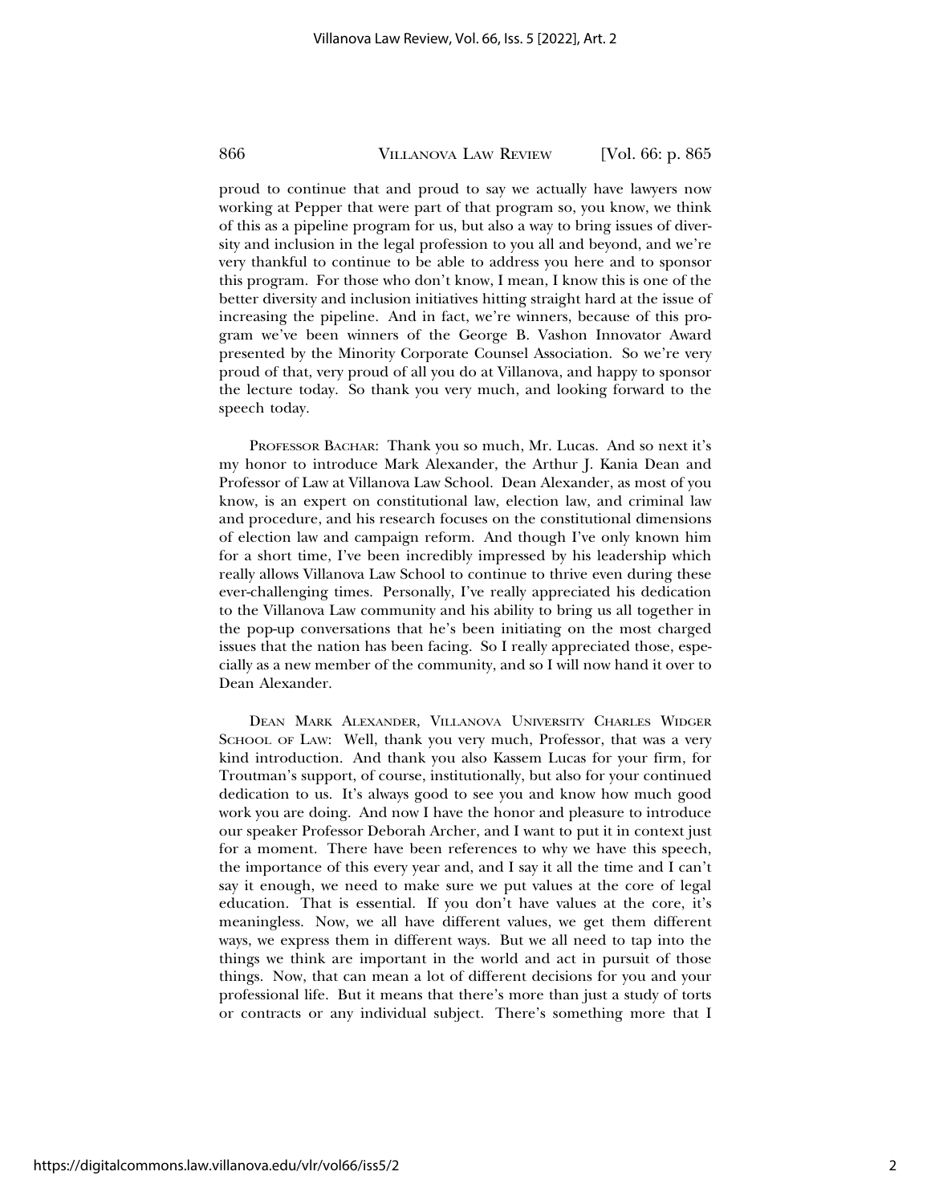proud to continue that and proud to say we actually have lawyers now working at Pepper that were part of that program so, you know, we think of this as a pipeline program for us, but also a way to bring issues of diversity and inclusion in the legal profession to you all and beyond, and we're very thankful to continue to be able to address you here and to sponsor this program. For those who don't know, I mean, I know this is one of the better diversity and inclusion initiatives hitting straight hard at the issue of increasing the pipeline. And in fact, we're winners, because of this program we've been winners of the George B. Vashon Innovator Award presented by the Minority Corporate Counsel Association. So we're very proud of that, very proud of all you do at Villanova, and happy to sponsor the lecture today. So thank you very much, and looking forward to the speech today.

PROFESSOR BACHAR: Thank you so much, Mr. Lucas. And so next it's my honor to introduce Mark Alexander, the Arthur J. Kania Dean and Professor of Law at Villanova Law School. Dean Alexander, as most of you know, is an expert on constitutional law, election law, and criminal law and procedure, and his research focuses on the constitutional dimensions of election law and campaign reform. And though I've only known him for a short time, I've been incredibly impressed by his leadership which really allows Villanova Law School to continue to thrive even during these ever-challenging times. Personally, I've really appreciated his dedication to the Villanova Law community and his ability to bring us all together in the pop-up conversations that he's been initiating on the most charged issues that the nation has been facing. So I really appreciated those, especially as a new member of the community, and so I will now hand it over to Dean Alexander.

DEAN MARK ALEXANDER, VILLANOVA UNIVERSITY CHARLES WIDGER SCHOOL OF LAW: Well, thank you very much, Professor, that was a very kind introduction. And thank you also Kassem Lucas for your firm, for Troutman's support, of course, institutionally, but also for your continued dedication to us. It's always good to see you and know how much good work you are doing. And now I have the honor and pleasure to introduce our speaker Professor Deborah Archer, and I want to put it in context just for a moment. There have been references to why we have this speech, the importance of this every year and, and I say it all the time and I can't say it enough, we need to make sure we put values at the core of legal education. That is essential. If you don't have values at the core, it's meaningless. Now, we all have different values, we get them different ways, we express them in different ways. But we all need to tap into the things we think are important in the world and act in pursuit of those things. Now, that can mean a lot of different decisions for you and your professional life. But it means that there's more than just a study of torts or contracts or any individual subject. There's something more that I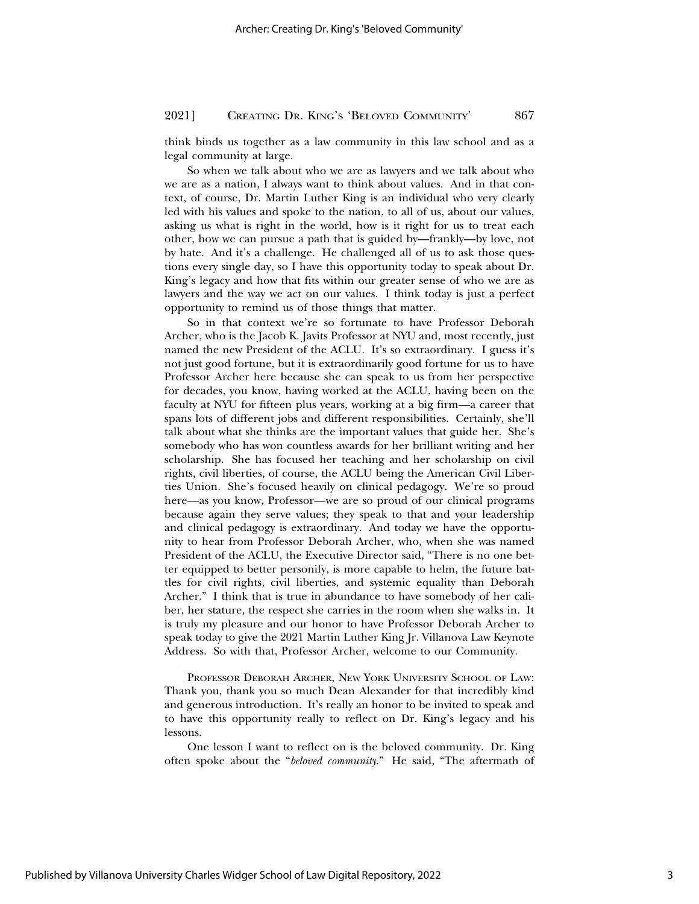think binds us together as a law community in this law school and as a legal community at large.

So when we talk about who we are as lawyers and we talk about who we are as a nation, I always want to think about values. And in that context, of course, Dr. Martin Luther King is an individual who very clearly led with his values and spoke to the nation, to all of us, about our values, asking us what is right in the world, how is it right for us to treat each other, how we can pursue a path that is guided by—frankly—by love, not by hate. And it's a challenge. He challenged all of us to ask those questions every single day, so I have this opportunity today to speak about Dr. King's legacy and how that fits within our greater sense of who we are as lawyers and the way we act on our values. I think today is just a perfect opportunity to remind us of those things that matter.

So in that context we're so fortunate to have Professor Deborah Archer, who is the Jacob K. Javits Professor at NYU and, most recently, just named the new President of the ACLU. It's so extraordinary. I guess it's not just good fortune, but it is extraordinarily good fortune for us to have Professor Archer here because she can speak to us from her perspective for decades, you know, having worked at the ACLU, having been on the faculty at NYU for fifteen plus years, working at a big firm—a career that spans lots of different jobs and different responsibilities. Certainly, she'll talk about what she thinks are the important values that guide her. She's somebody who has won countless awards for her brilliant writing and her scholarship. She has focused her teaching and her scholarship on civil rights, civil liberties, of course, the ACLU being the American Civil Liberties Union. She's focused heavily on clinical pedagogy. We're so proud here—as you know, Professor—we are so proud of our clinical programs because again they serve values; they speak to that and your leadership and clinical pedagogy is extraordinary. And today we have the opportunity to hear from Professor Deborah Archer, who, when she was named President of the ACLU, the Executive Director said, "There is no one better equipped to better personify, is more capable to helm, the future battles for civil rights, civil liberties, and systemic equality than Deborah Archer." I think that is true in abundance to have somebody of her caliber, her stature, the respect she carries in the room when she walks in. It is truly my pleasure and our honor to have Professor Deborah Archer to speak today to give the 2021 Martin Luther King Jr. Villanova Law Keynote Address. So with that, Professor Archer, welcome to our Community.

PROFESSOR DEBORAH ARCHER, NEW YORK UNIVERSITY SCHOOL OF LAW: Thank you, thank you so much Dean Alexander for that incredibly kind and generous introduction. It's really an honor to be invited to speak and to have this opportunity really to reflect on Dr. King's legacy and his lessons.

One lesson I want to reflect on is the beloved community. Dr. King often spoke about the "*beloved community*." He said, "The aftermath of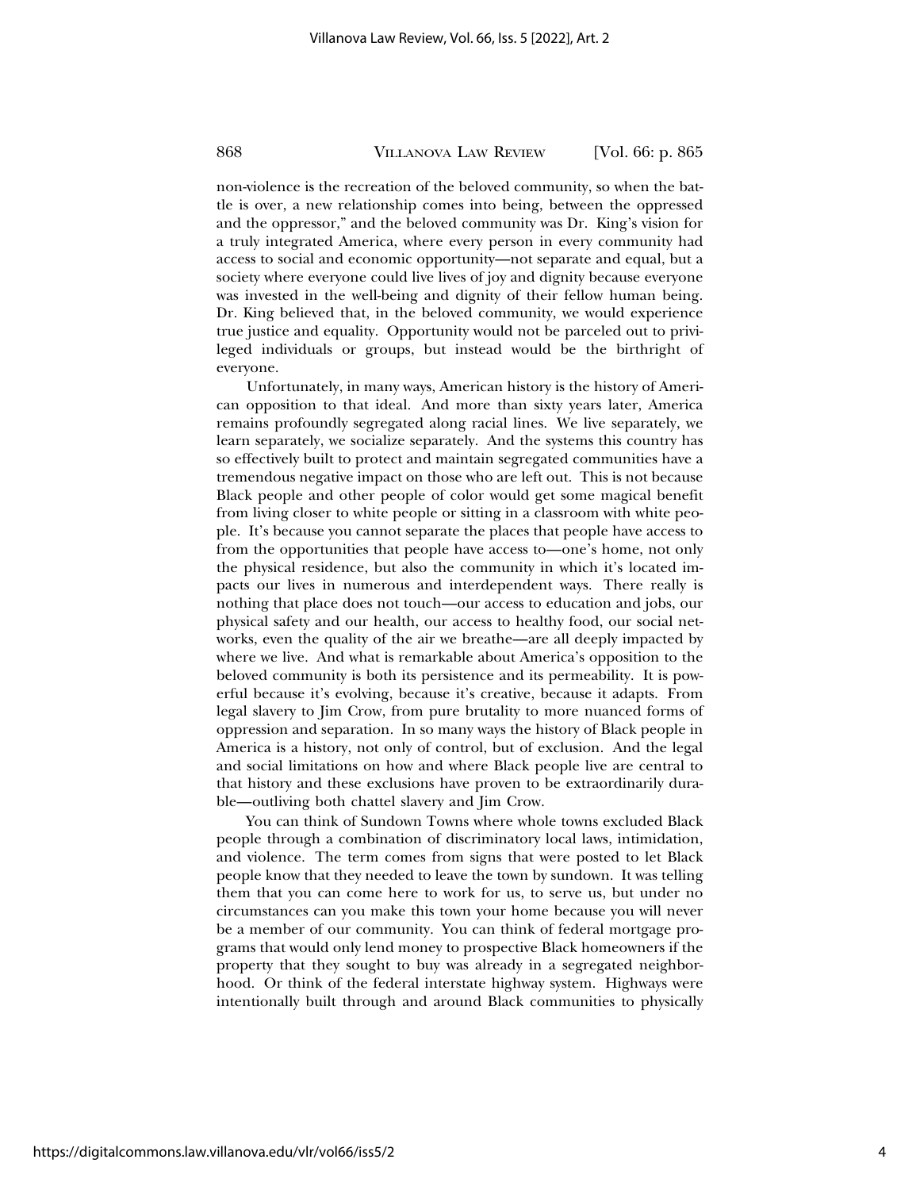non-violence is the recreation of the beloved community, so when the battle is over, a new relationship comes into being, between the oppressed and the oppressor," and the beloved community was Dr. King's vision for a truly integrated America, where every person in every community had access to social and economic opportunity—not separate and equal, but a society where everyone could live lives of joy and dignity because everyone was invested in the well-being and dignity of their fellow human being. Dr. King believed that, in the beloved community, we would experience true justice and equality. Opportunity would not be parceled out to privileged individuals or groups, but instead would be the birthright of everyone.

Unfortunately, in many ways, American history is the history of American opposition to that ideal. And more than sixty years later, America remains profoundly segregated along racial lines. We live separately, we learn separately, we socialize separately. And the systems this country has so effectively built to protect and maintain segregated communities have a tremendous negative impact on those who are left out. This is not because Black people and other people of color would get some magical benefit from living closer to white people or sitting in a classroom with white people. It's because you cannot separate the places that people have access to from the opportunities that people have access to—one's home, not only the physical residence, but also the community in which it's located impacts our lives in numerous and interdependent ways. There really is nothing that place does not touch—our access to education and jobs, our physical safety and our health, our access to healthy food, our social networks, even the quality of the air we breathe—are all deeply impacted by where we live. And what is remarkable about America's opposition to the beloved community is both its persistence and its permeability. It is powerful because it's evolving, because it's creative, because it adapts. From legal slavery to Jim Crow, from pure brutality to more nuanced forms of oppression and separation. In so many ways the history of Black people in America is a history, not only of control, but of exclusion. And the legal and social limitations on how and where Black people live are central to that history and these exclusions have proven to be extraordinarily durable—outliving both chattel slavery and Jim Crow.

You can think of Sundown Towns where whole towns excluded Black people through a combination of discriminatory local laws, intimidation, and violence. The term comes from signs that were posted to let Black people know that they needed to leave the town by sundown. It was telling them that you can come here to work for us, to serve us, but under no circumstances can you make this town your home because you will never be a member of our community. You can think of federal mortgage programs that would only lend money to prospective Black homeowners if the property that they sought to buy was already in a segregated neighborhood. Or think of the federal interstate highway system. Highways were intentionally built through and around Black communities to physically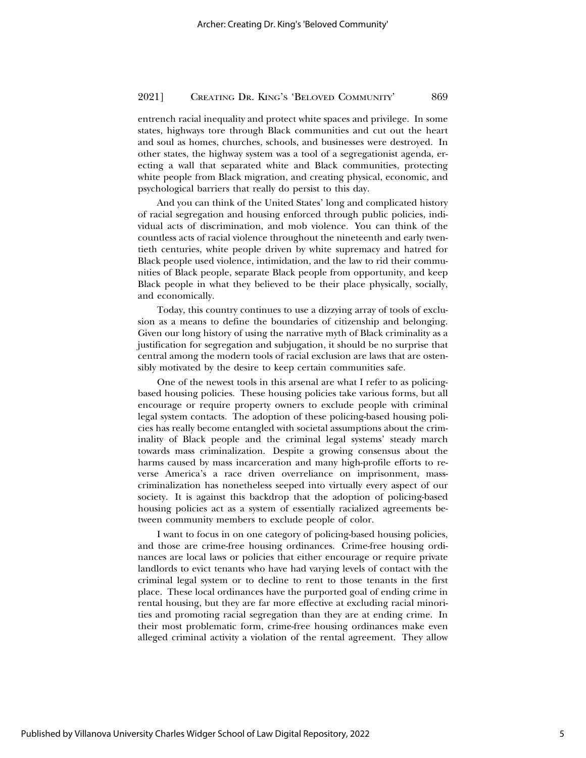entrench racial inequality and protect white spaces and privilege. In some states, highways tore through Black communities and cut out the heart and soul as homes, churches, schools, and businesses were destroyed. In other states, the highway system was a tool of a segregationist agenda, erecting a wall that separated white and Black communities, protecting white people from Black migration, and creating physical, economic, and psychological barriers that really do persist to this day.

And you can think of the United States' long and complicated history of racial segregation and housing enforced through public policies, individual acts of discrimination, and mob violence. You can think of the countless acts of racial violence throughout the nineteenth and early twentieth centuries, white people driven by white supremacy and hatred for Black people used violence, intimidation, and the law to rid their communities of Black people, separate Black people from opportunity, and keep Black people in what they believed to be their place physically, socially, and economically.

Today, this country continues to use a dizzying array of tools of exclusion as a means to define the boundaries of citizenship and belonging. Given our long history of using the narrative myth of Black criminality as a justification for segregation and subjugation, it should be no surprise that central among the modern tools of racial exclusion are laws that are ostensibly motivated by the desire to keep certain communities safe.

One of the newest tools in this arsenal are what I refer to as policing-based housing policies. These housing policies take various forms, but all encourage or require property owners to exclude people with criminal legal system contacts. The adoption of these policing-based housing policies has really become entangled with societal assumptions about the criminality of Black people and the criminal legal systems' steady march towards mass criminalization. Despite a growing consensus about the harms caused by mass incarceration and many high-profile efforts to reverse America's a race driven overreliance on imprisonment, mass-criminalization has nonetheless seeped into virtually every aspect of our society. It is against this backdrop that the adoption of policing-based housing policies act as a system of essentially racialized agreements between community members to exclude people of color.

I want to focus in on one category of policing-based housing policies, and those are crime-free housing ordinances. Crime-free housing ordinances are local laws or policies that either encourage or require private landlords to evict tenants who have had varying levels of contact with the criminal legal system or to decline to rent to those tenants in the first place. These local ordinances have the purported goal of ending crime in rental housing, but they are far more effective at excluding racial minorities and promoting racial segregation than they are at ending crime. In their most problematic form, crime-free housing ordinances make even alleged criminal activity a violation of the rental agreement. They allow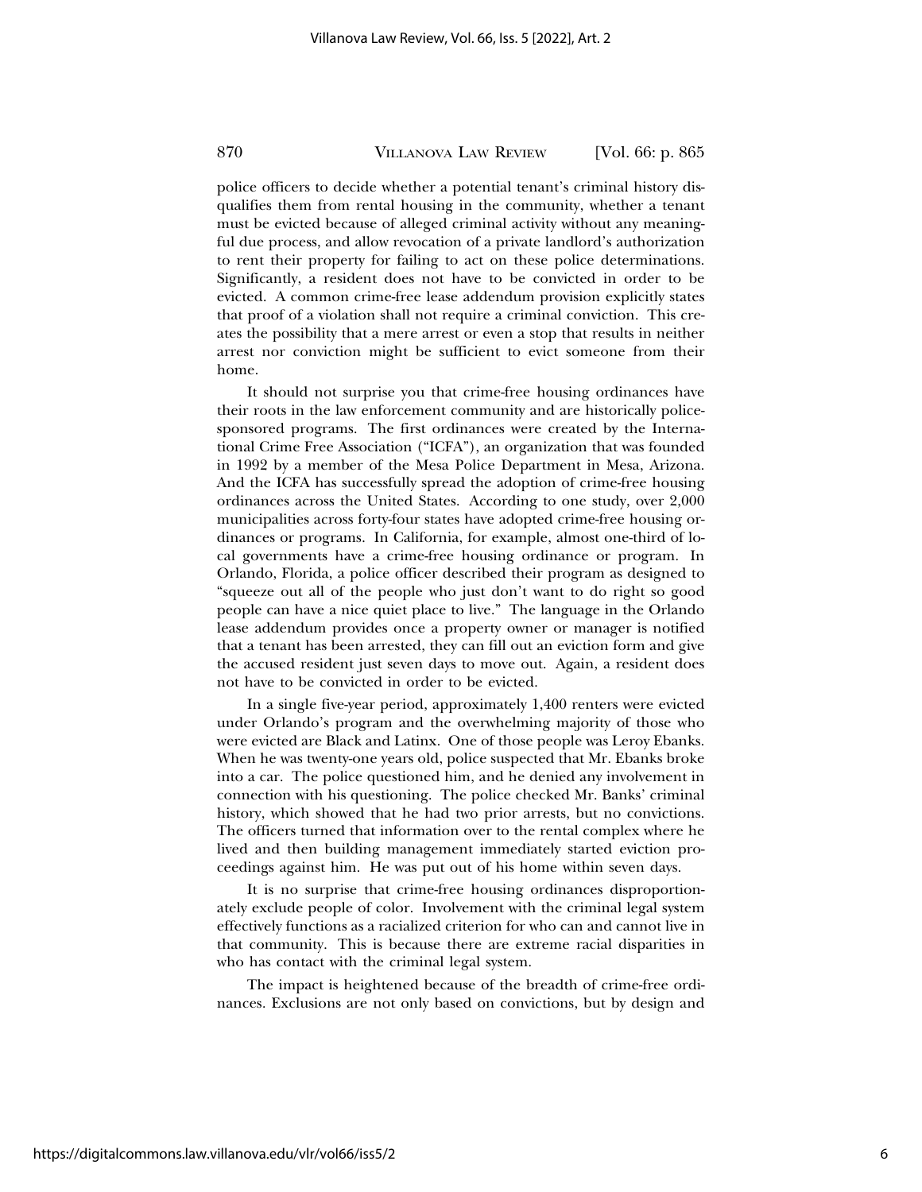police officers to decide whether a potential tenant's criminal history disqualifies them from rental housing in the community, whether a tenant must be evicted because of alleged criminal activity without any meaningful due process, and allow revocation of a private landlord's authorization to rent their property for failing to act on these police determinations. Significantly, a resident does not have to be convicted in order to be evicted. A common crime-free lease addendum provision explicitly states that proof of a violation shall not require a criminal conviction. This creates the possibility that a mere arrest or even a stop that results in neither arrest nor conviction might be sufficient to evict someone from their home.

It should not surprise you that crime-free housing ordinances have their roots in the law enforcement community and are historically police-sponsored programs. The first ordinances were created by the International Crime Free Association ("ICFA"), an organization that was founded in 1992 by a member of the Mesa Police Department in Mesa, Arizona. And the ICFA has successfully spread the adoption of crime-free housing ordinances across the United States. According to one study, over 2,000 municipalities across forty-four states have adopted crime-free housing ordinances or programs. In California, for example, almost one-third of local governments have a crime-free housing ordinance or program. In Orlando, Florida, a police officer described their program as designed to "squeeze out all of the people who just don't want to do right so good people can have a nice quiet place to live." The language in the Orlando lease addendum provides once a property owner or manager is notified that a tenant has been arrested, they can fill out an eviction form and give the accused resident just seven days to move out. Again, a resident does not have to be convicted in order to be evicted.

In a single five-year period, approximately 1,400 renters were evicted under Orlando's program and the overwhelming majority of those who were evicted are Black and Latinx. One of those people was Leroy Ebanks. When he was twenty-one years old, police suspected that Mr. Ebanks broke into a car. The police questioned him, and he denied any involvement in connection with his questioning. The police checked Mr. Banks' criminal history, which showed that he had two prior arrests, but no convictions. The officers turned that information over to the rental complex where he lived and then building management immediately started eviction proceedings against him. He was put out of his home within seven days.

It is no surprise that crime-free housing ordinances disproportionately exclude people of color. Involvement with the criminal legal system effectively functions as a racialized criterion for who can and cannot live in that community. This is because there are extreme racial disparities in who has contact with the criminal legal system.

The impact is heightened because of the breadth of crime-free ordinances. Exclusions are not only based on convictions, but by design and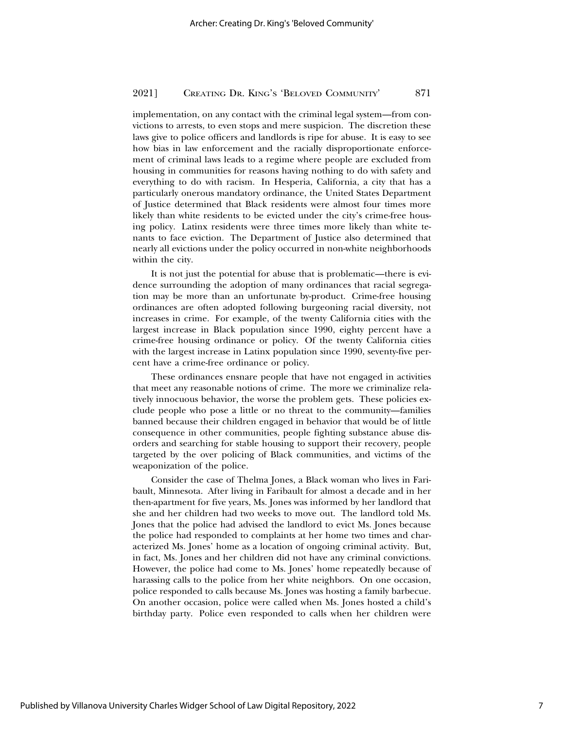implementation, on any contact with the criminal legal system—from convictions to arrests, to even stops and mere suspicion. The discretion these laws give to police officers and landlords is ripe for abuse. It is easy to see how bias in law enforcement and the racially disproportionate enforcement of criminal laws leads to a regime where people are excluded from housing in communities for reasons having nothing to do with safety and everything to do with racism. In Hesperia, California, a city that has a particularly onerous mandatory ordinance, the United States Department of Justice determined that Black residents were almost four times more likely than white residents to be evicted under the city's crime-free housing policy. Latinx residents were three times more likely than white tenants to face eviction. The Department of Justice also determined that nearly all evictions under the policy occurred in non-white neighborhoods within the city.

It is not just the potential for abuse that is problematic—there is evidence surrounding the adoption of many ordinances that racial segregation may be more than an unfortunate by-product. Crime-free housing ordinances are often adopted following burgeoning racial diversity, not increases in crime. For example, of the twenty California cities with the largest increase in Black population since 1990, eighty percent have a crime-free housing ordinance or policy. Of the twenty California cities with the largest increase in Latinx population since 1990, seventy-five percent have a crime-free ordinance or policy.

These ordinances ensnare people that have not engaged in activities that meet any reasonable notions of crime. The more we criminalize relatively innocuous behavior, the worse the problem gets. These policies exclude people who pose a little or no threat to the community—families banned because their children engaged in behavior that would be of little consequence in other communities, people fighting substance abuse disorders and searching for stable housing to support their recovery, people targeted by the over policing of Black communities, and victims of the weaponization of the police.

Consider the case of Thelma Jones, a Black woman who lives in Faribault, Minnesota. After living in Faribault for almost a decade and in her then-apartment for five years, Ms. Jones was informed by her landlord that she and her children had two weeks to move out. The landlord told Ms. Jones that the police had advised the landlord to evict Ms. Jones because the police had responded to complaints at her home two times and characterized Ms. Jones' home as a location of ongoing criminal activity. But, in fact, Ms. Jones and her children did not have any criminal convictions. However, the police had come to Ms. Jones' home repeatedly because of harassing calls to the police from her white neighbors. On one occasion, police responded to calls because Ms. Jones was hosting a family barbecue. On another occasion, police were called when Ms. Jones hosted a child's birthday party. Police even responded to calls when her children were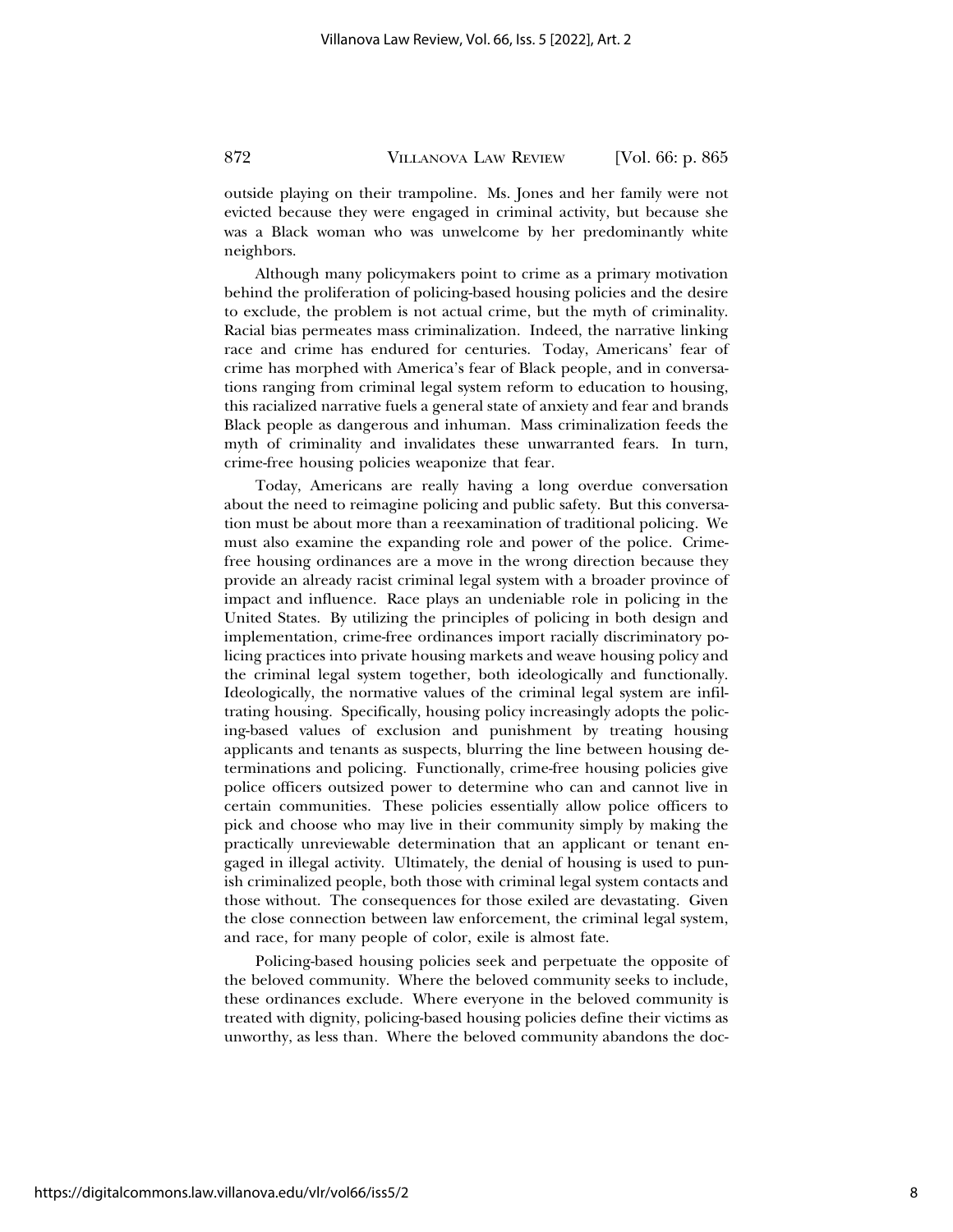outside playing on their trampoline. Ms. Jones and her family were not evicted because they were engaged in criminal activity, but because she was a Black woman who was unwelcome by her predominantly white neighbors.

Although many policymakers point to crime as a primary motivation behind the proliferation of policing-based housing policies and the desire to exclude, the problem is not actual crime, but the myth of criminality. Racial bias permeates mass criminalization. Indeed, the narrative linking race and crime has endured for centuries. Today, Americans' fear of crime has morphed with America's fear of Black people, and in conversations ranging from criminal legal system reform to education to housing, this racialized narrative fuels a general state of anxiety and fear and brands Black people as dangerous and inhuman. Mass criminalization feeds the myth of criminality and invalidates these unwarranted fears. In turn, crime-free housing policies weaponize that fear.

Today, Americans are really having a long overdue conversation about the need to reimagine policing and public safety. But this conversation must be about more than a reexamination of traditional policing. We must also examine the expanding role and power of the police. Crime-free housing ordinances are a move in the wrong direction because they provide an already racist criminal legal system with a broader province of impact and influence. Race plays an undeniable role in policing in the United States. By utilizing the principles of policing in both design and implementation, crime-free ordinances import racially discriminatory policing practices into private housing markets and weave housing policy and the criminal legal system together, both ideologically and functionally. Ideologically, the normative values of the criminal legal system are infiltrating housing. Specifically, housing policy increasingly adopts the policing-based values of exclusion and punishment by treating housing applicants and tenants as suspects, blurring the line between housing determinations and policing. Functionally, crime-free housing policies give police officers outsized power to determine who can and cannot live in certain communities. These policies essentially allow police officers to pick and choose who may live in their community simply by making the practically unreviewable determination that an applicant or tenant engaged in illegal activity. Ultimately, the denial of housing is used to punish criminalized people, both those with criminal legal system contacts and those without. The consequences for those exiled are devastating. Given the close connection between law enforcement, the criminal legal system, and race, for many people of color, exile is almost fate.

Policing-based housing policies seek and perpetuate the opposite of the beloved community. Where the beloved community seeks to include, these ordinances exclude. Where everyone in the beloved community is treated with dignity, policing-based housing policies define their victims as unworthy, as less than. Where the beloved community abandons the doc-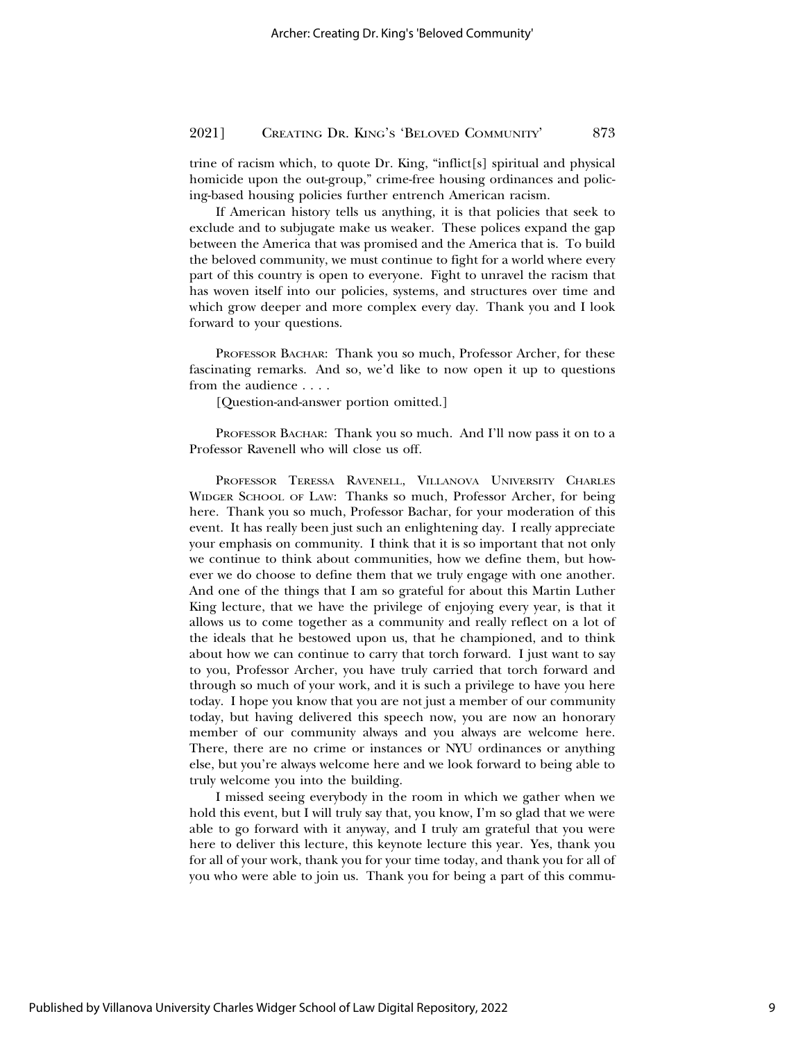trine of racism which, to quote Dr. King, "inflict[s] spiritual and physical homicide upon the out-group," crime-free housing ordinances and policing-based housing policies further entrench American racism.

If American history tells us anything, it is that policies that seek to exclude and to subjugate make us weaker. These polices expand the gap between the America that was promised and the America that is. To build the beloved community, we must continue to fight for a world where every part of this country is open to everyone. Fight to unravel the racism that has woven itself into our policies, systems, and structures over time and which grow deeper and more complex every day. Thank you and I look forward to your questions.

Professor Bachar: Thank you so much, Professor Archer, for these fascinating remarks. And so, we'd like to now open it up to questions from the audience . . . .

[Question-and-answer portion omitted.]

Professor Bachar: Thank you so much. And I'll now pass it on to a Professor Ravenell who will close us off.

Professor Teressa Ravenell, Villanova University Charles Widger School of Law: Thanks so much, Professor Archer, for being here. Thank you so much, Professor Bachar, for your moderation of this event. It has really been just such an enlightening day. I really appreciate your emphasis on community. I think that it is so important that not only we continue to think about communities, how we define them, but however we do choose to define them that we truly engage with one another. And one of the things that I am so grateful for about this Martin Luther King lecture, that we have the privilege of enjoying every year, is that it allows us to come together as a community and really reflect on a lot of the ideals that he bestowed upon us, that he championed, and to think about how we can continue to carry that torch forward. I just want to say to you, Professor Archer, you have truly carried that torch forward and through so much of your work, and it is such a privilege to have you here today. I hope you know that you are not just a member of our community today, but having delivered this speech now, you are now an honorary member of our community always and you always are welcome here. There, there are no crime or instances or NYU ordinances or anything else, but you're always welcome here and we look forward to being able to truly welcome you into the building.

I missed seeing everybody in the room in which we gather when we hold this event, but I will truly say that, you know, I'm so glad that we were able to go forward with it anyway, and I truly am grateful that you were here to deliver this lecture, this keynote lecture this year. Yes, thank you for all of your work, thank you for your time today, and thank you for all of you who were able to join us. Thank you for being a part of this commu-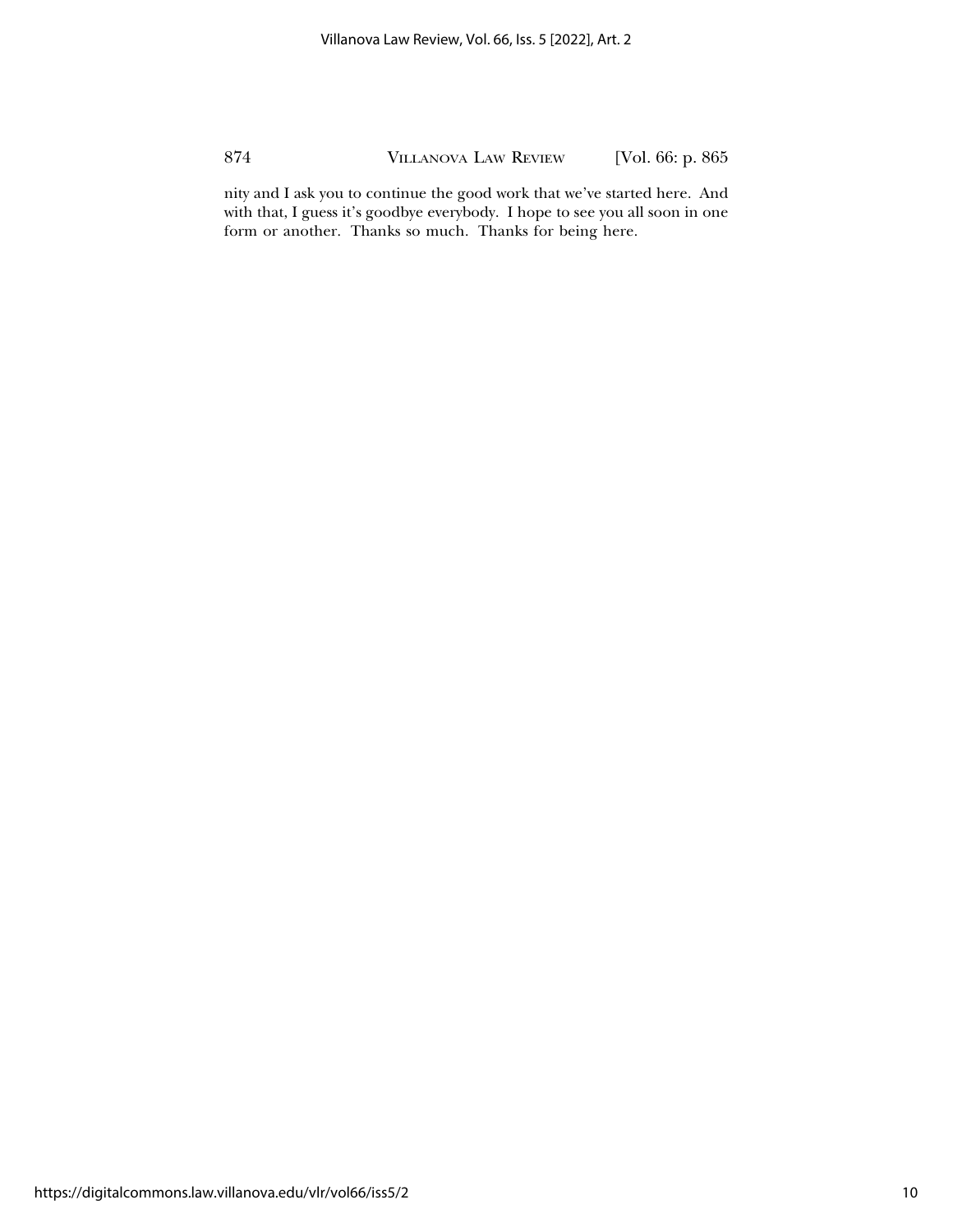nity and I ask you to continue the good work that we've started here. And with that, I guess it's goodbye everybody. I hope to see you all soon in one form or another. Thanks so much. Thanks for being here.